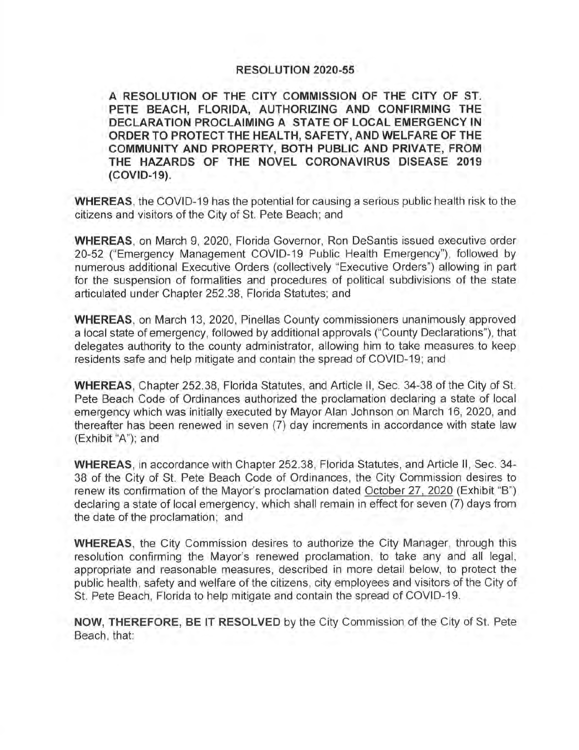# RESOLUTION 2020-55

**A RESOLUTION OF THE CITY COMMISSION OF THE CITY OF ST. PETE BEACH, FLORIDA, AUTHORIZING AND CONFIRMING THE DECLARATION PROCLAIMING A STATE OF LOCAL EMERGENCY IN ORDER TO PROTECT THE HEALTH, SAFETY, AND WELFARE OF THE COMMUNITY AND PROPERTY, BOTH PUBLIC AND PRIVATE, FROM THE HAZARDS OF THE NOVEL CORONAVIRUS DISEASE 2019 (COVID-19).**

**WHEREAS**, the COVID-19 has the potential for causing a serious public health risk to the citizens and visitors of the City of St. Pete Beach; and

**WHEREAS**, on March 9, 2020, Florida Governor, Ron DeSantis issued executive order 20-52 ("Emergency Management COVID-19 Public Health Emergency"), followed by numerous additional Executive Orders (collectively "Executive Orders") allowing in part for the suspension of formalities and procedures of political subdivisions of the state articulated under Chapter 252.38, Florida Statutes; and

**WHEREAS**, on March 13, 2020, Pinellas County commissioners unanimously approved a local state of emergency, followed by additional approvals ("County Declarations"), that delegates authority to the county administrator, allowing him to take measures to keep residents safe and help mitigate and contain the spread of COVID-19; and

**WHEREAS**, Chapter 252.38, Florida Statutes, and Article II, Sec. 34-38 of the City of St. Pete Beach Code of Ordinances authorized the proclamation declaring a state of local emergency which was initially executed by Mayor Alan Johnson on March 16, 2020, and thereafter has been renewed in seven (7) day increments in accordance with state law (Exhibit "A"); and

**WHEREAS**, in accordance with Chapter 252.38, Florida Statutes, and Article II, Sec. 34-38 of the City of St. Pete Beach Code of Ordinances, the City Commission desires to renew its confirmation of the Mayor's proclamation dated October 27, 2020 (Exhibit "B") declaring a state of local emergency, which shall remain in effect for seven (7) days from the date of the proclamation; and

**WHEREAS**, the City Commission desires to authorize the City Manager, through this resolution confirming the Mayor's renewed proclamation, to take any and all legal, appropriate and reasonable measures, described in more detail below, to protect the public health, safety and welfare of the citizens, city employees and visitors of the City of St. Pete Beach, Florida to help mitigate and contain the spread of COVID-19.

**NOW, THEREFORE, BE IT RESOLVED** by the City Commission of the City of St. Pete Beach, that: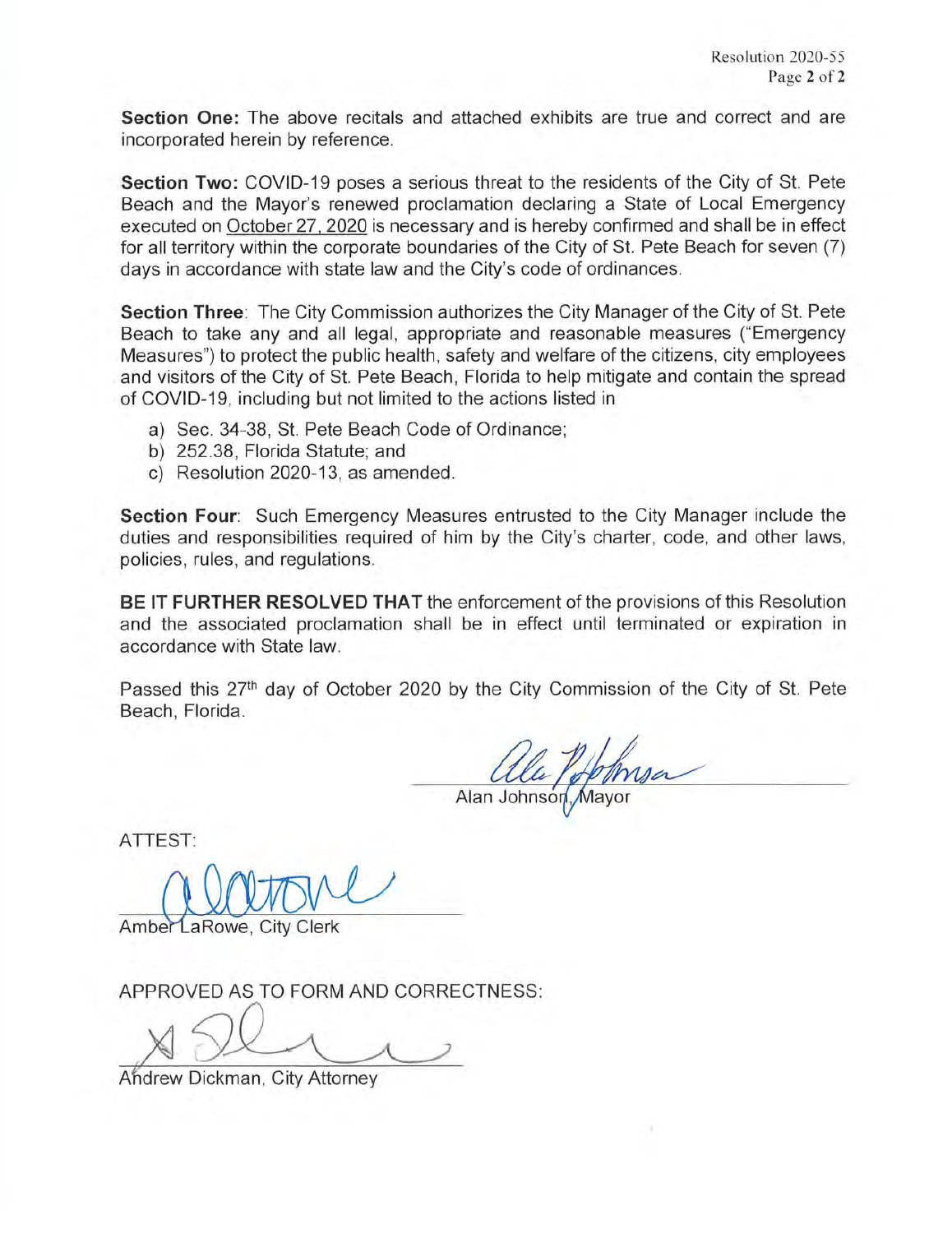**Section One:** The above recitals and attached exhibits are true and correct and are incorporated herein by reference.

**Section Two:** COVID-19 poses a serious threat to the residents of the City of St. Pete Beach and the Mayor's renewed proclamation declaring a State of Local Emergency executed on October 27, 2020 is necessary and is hereby confirmed and shall be in effect for all territory within the corporate boundaries of the City of St. Pete Beach for seven (7) days in accordance with state law and the City's code of ordinances.

**Section Three**: The City Commission authorizes the City Manager of the City of St. Pete Beach to take any and all legal, appropriate and reasonable measures ("Emergency Measures") to protect the public health, safety and welfare of the citizens, city employees and visitors of the City of St. Pete Beach, Florida to help mitigate and contain the spread of COVID-19, including but not limited to the actions listed in

a) Sec. 34-38, St. Pete Beach Code of Ordinance;
b) 252.38, Florida Statute; and
c) Resolution 2020-13, as amended.

**Section Four**: Such Emergency Measures entrusted to the City Manager include the duties and responsibilities required of him by the City's charter, code, and other laws, policies, rules, and regulations.

**BE IT FURTHER RESOLVED THAT** the enforcement of the provisions of this Resolution and the associated proclamation shall be in effect until terminated or expiration in accordance with State law.

Passed this 27th day of October 2020 by the City Commission of the City of St. Pete Beach, Florida.

Alan Johnson, Mayor

ATTEST:

Amber LaRowe, City Clerk

APPROVED AS TO FORM AND CORRECTNESS:

Andrew Dickman, City Attorney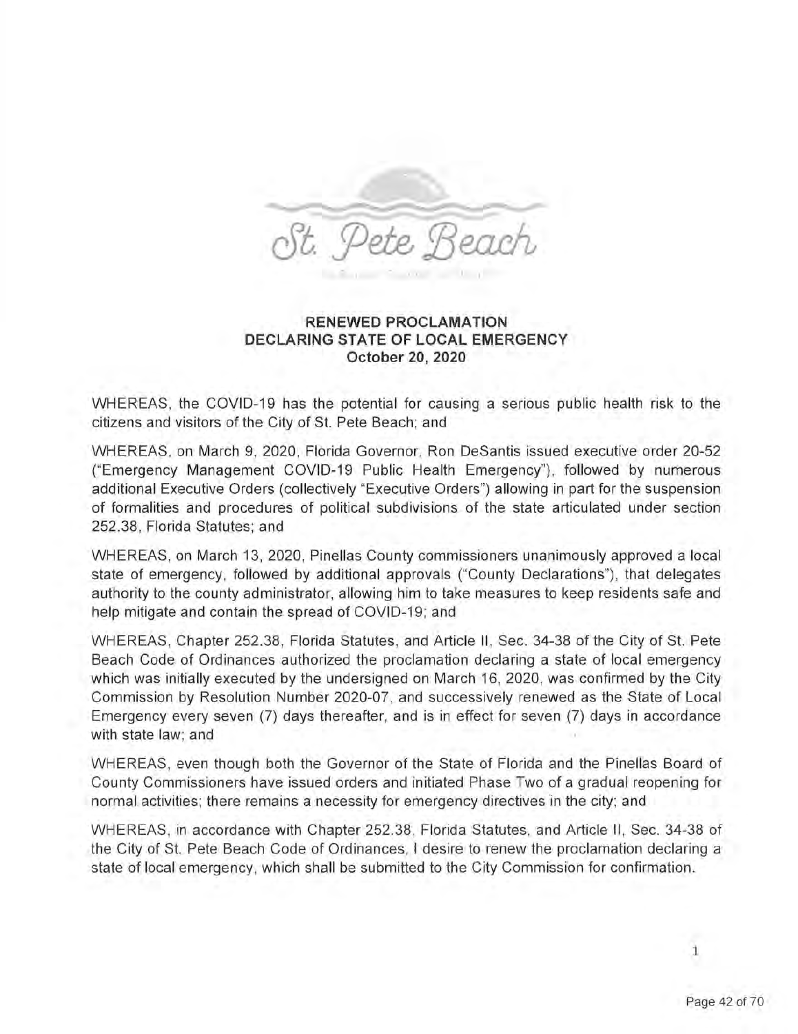**RENEWED PROCLAMATION**
**DECLARING STATE OF LOCAL EMERGENCY**
**October 20, 2020**

WHEREAS, the COVID-19 has the potential for causing a serious public health risk to the citizens and visitors of the City of St. Pete Beach; and

WHEREAS, on March 9, 2020, Florida Governor, Ron DeSantis issued executive order 20-52 ("Emergency Management COVID-19 Public Health Emergency"), followed by numerous additional Executive Orders (collectively "Executive Orders") allowing in part for the suspension of formalities and procedures of political subdivisions of the state articulated under section 252.38, Florida Statutes; and

WHEREAS, on March 13, 2020, Pinellas County commissioners unanimously approved a local state of emergency, followed by additional approvals ("County Declarations"), that delegates authority to the county administrator, allowing him to take measures to keep residents safe and help mitigate and contain the spread of COVID-19; and

WHEREAS, Chapter 252.38, Florida Statutes, and Article II, Sec. 34-38 of the City of St. Pete Beach Code of Ordinances authorized the proclamation declaring a state of local emergency which was initially executed by the undersigned on March 16, 2020, was confirmed by the City Commission by Resolution Number 2020-07, and successively renewed as the State of Local Emergency every seven (7) days thereafter, and is in effect for seven (7) days in accordance with state law; and

WHEREAS, even though both the Governor of the State of Florida and the Pinellas Board of County Commissioners have issued orders and initiated Phase Two of a gradual reopening for normal activities; there remains a necessity for emergency directives in the city; and

WHEREAS, in accordance with Chapter 252.38, Florida Statutes, and Article II, Sec. 34-38 of the City of St. Pete Beach Code of Ordinances, I desire to renew the proclamation declaring a state of local emergency, which shall be submitted to the City Commission for confirmation.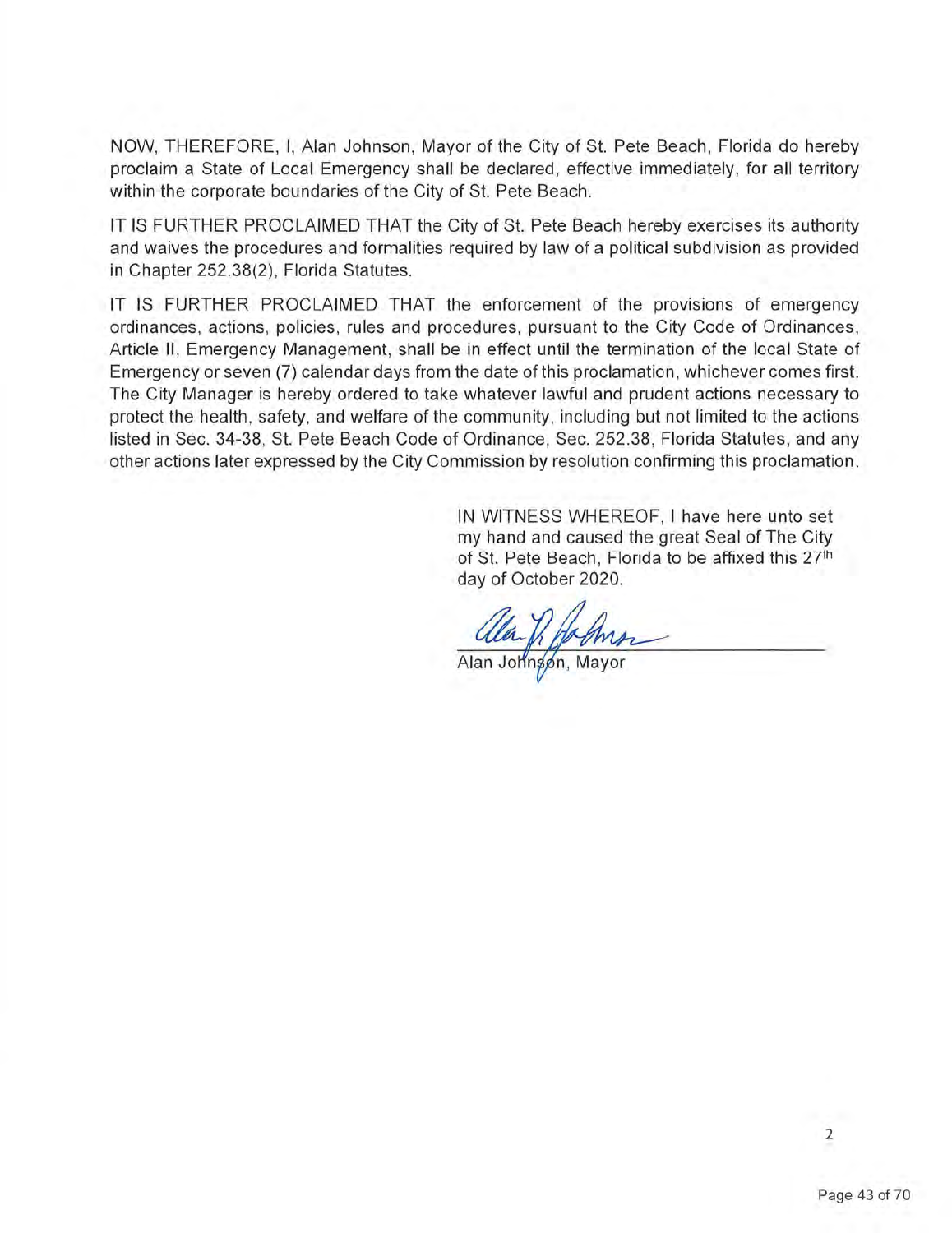NOW, THEREFORE, I, Alan Johnson, Mayor of the City of St. Pete Beach, Florida do hereby proclaim a State of Local Emergency shall be declared, effective immediately, for all territory within the corporate boundaries of the City of St. Pete Beach.

IT IS FURTHER PROCLAIMED THAT the City of St. Pete Beach hereby exercises its authority and waives the procedures and formalities required by law of a political subdivision as provided in Chapter 252.38(2), Florida Statutes.

IT IS FURTHER PROCLAIMED THAT the enforcement of the provisions of emergency ordinances, actions, policies, rules and procedures, pursuant to the City Code of Ordinances, Article II, Emergency Management, shall be in effect until the termination of the local State of Emergency or seven (7) calendar days from the date of this proclamation, whichever comes first. The City Manager is hereby ordered to take whatever lawful and prudent actions necessary to protect the health, safety, and welfare of the community, including but not limited to the actions listed in Sec. 34-38, St. Pete Beach Code of Ordinance, Sec. 252.38, Florida Statutes, and any other actions later expressed by the City Commission by resolution confirming this proclamation.

IN WITNESS WHEREOF, I have here unto set my hand and caused the great Seal of The City of St. Pete Beach, Florida to be affixed this 27th day of October 2020.

Alan Johnson, Mayor